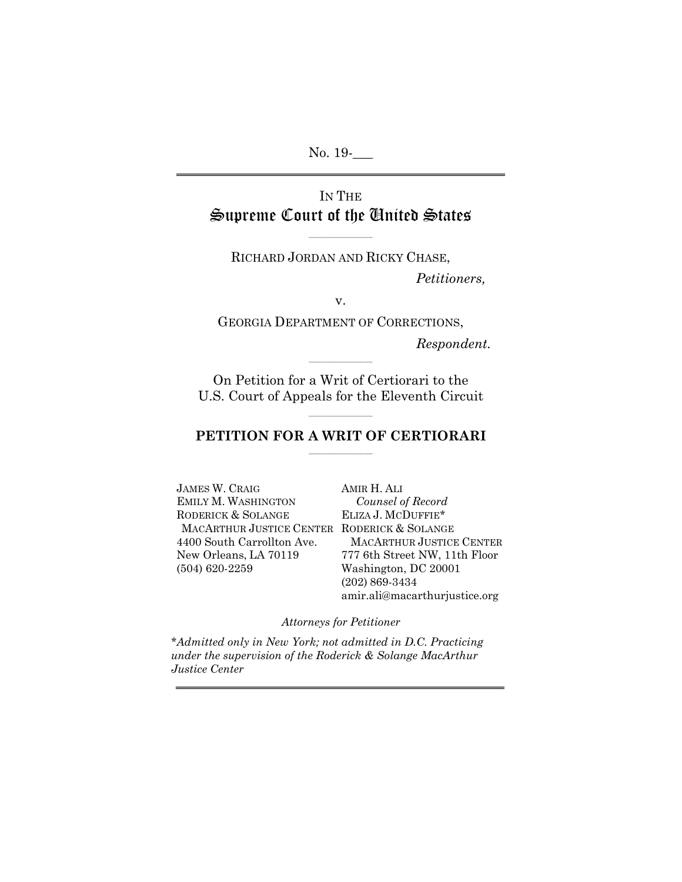No. 19-___

IN THE

# Supreme Court of the United States

RICHARD JORDAN AND RICKY CHASE,

*Petitioners,*

v.

GEORGIA DEPARTMENT OF CORRECTIONS,

*Respondent.*

On Petition for a Writ of Certiorari to the U.S. Court of Appeals for the Eleventh Circuit

## PETITION FOR A WRIT OF CERTIORARI

JAMES W. CRAIG
EMILY M. WASHINGTON
RODERICK & SOLANGE
MACARTHUR JUSTICE CENTER
4400 South Carrollton Ave.
New Orleans, LA 70119
(504) 620-2259

AMIR H. ALI
*Counsel of Record*
ELIZA J. MCDUFFIE*
RODERICK & SOLANGE
MACARTHUR JUSTICE CENTER
777 6th Street NW, 11th Floor
Washington, DC 20001
(202) 869-3434
amir.ali@macarthurjustice.org

*Attorneys for Petitioner*

*\*Admitted only in New York; not admitted in D.C. Practicing under the supervision of the Roderick & Solange MacArthur Justice Center*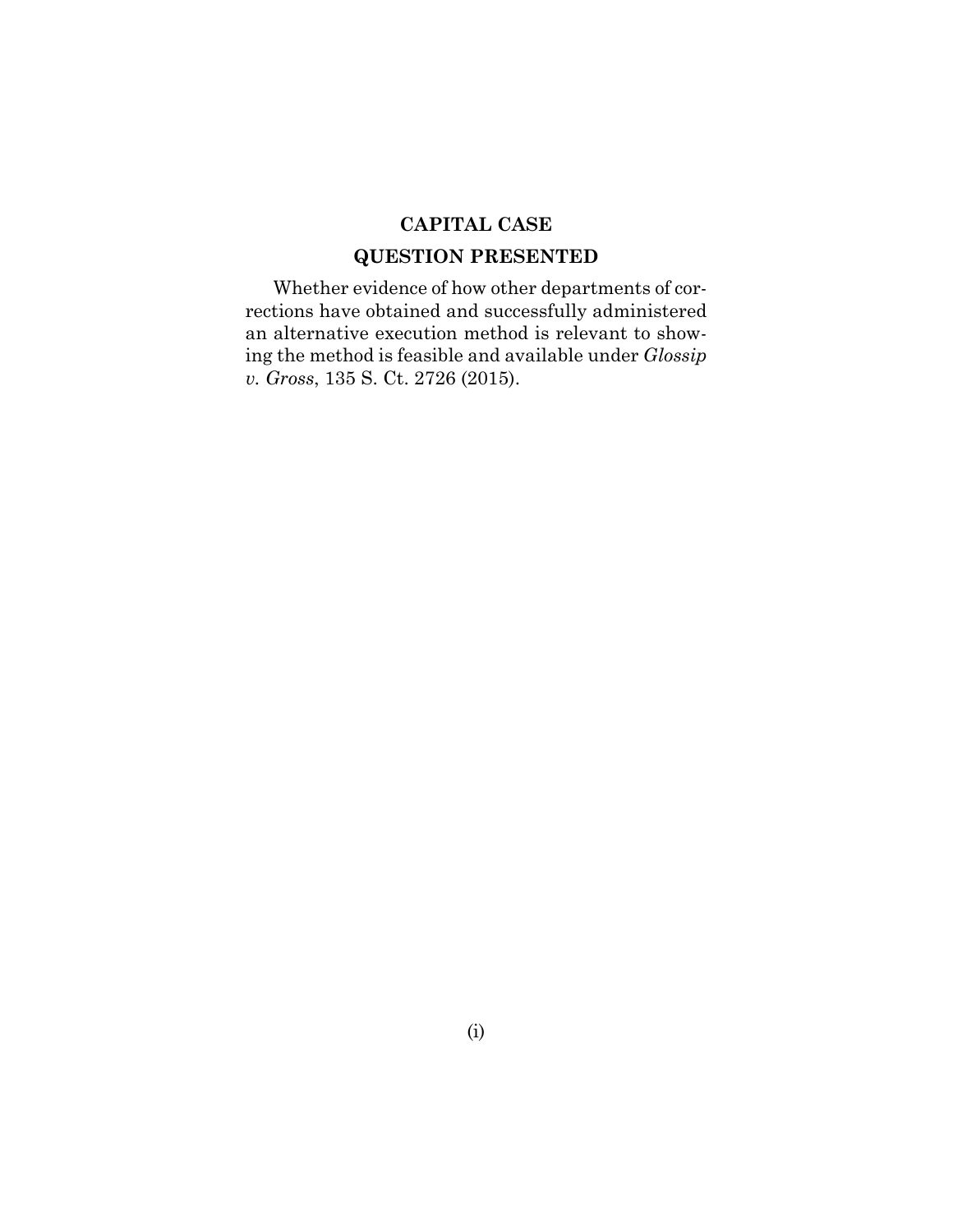**CAPITAL CASE**

## QUESTION PRESENTED

Whether evidence of how other departments of corrections have obtained and successfully administered an alternative execution method is relevant to showing the method is feasible and available under *Glossip v. Gross*, 135 S. Ct. 2726 (2015).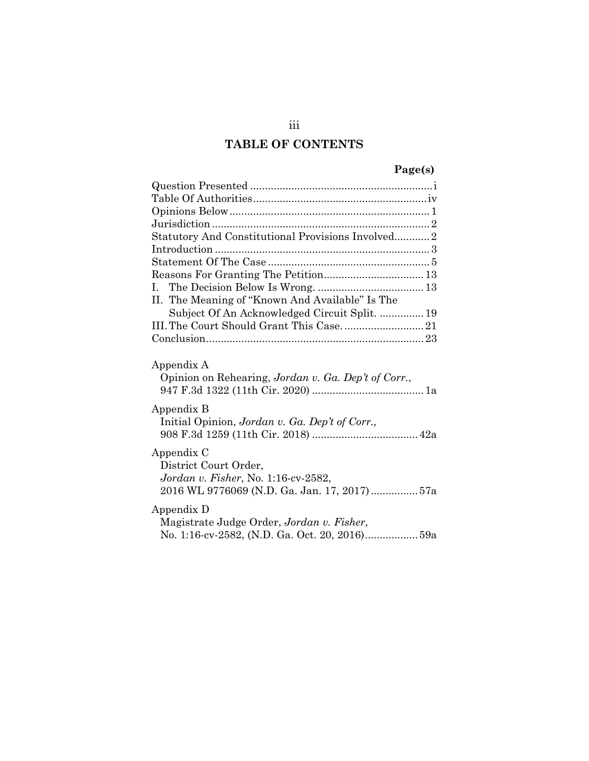# TABLE OF CONTENTS

| | Page(s) |
|---|---|
| Question Presented | i |
| Table Of Authorities | iv |
| Opinions Below | 1 |
| Jurisdiction | 2 |
| Statutory And Constitutional Provisions Involved | 2 |
| Introduction | 3 |
| Statement Of The Case | 5 |
| Reasons For Granting The Petition | 13 |
| I. The Decision Below Is Wrong. | 13 |
| II. The Meaning of "Known And Available" Is The Subject Of An Acknowledged Circuit Split. | 19 |
| III. The Court Should Grant This Case. | 21 |
| Conclusion | 23 |

Appendix A
Opinion on Rehearing, *Jordan v. Ga. Dep't of Corr.*, 947 F.3d 1322 (11th Cir. 2020) ..... 1a

Appendix B
Initial Opinion, *Jordan v. Ga. Dep't of Corr.*, 908 F.3d 1259 (11th Cir. 2018) ..... 42a

Appendix C
District Court Order, *Jordan v. Fisher*, No. 1:16-cv-2582, 2016 WL 9776069 (N.D. Ga. Jan. 17, 2017) ..... 57a

Appendix D
Magistrate Judge Order, *Jordan v. Fisher*, No. 1:16-cv-2582, (N.D. Ga. Oct. 20, 2016) ..... 59a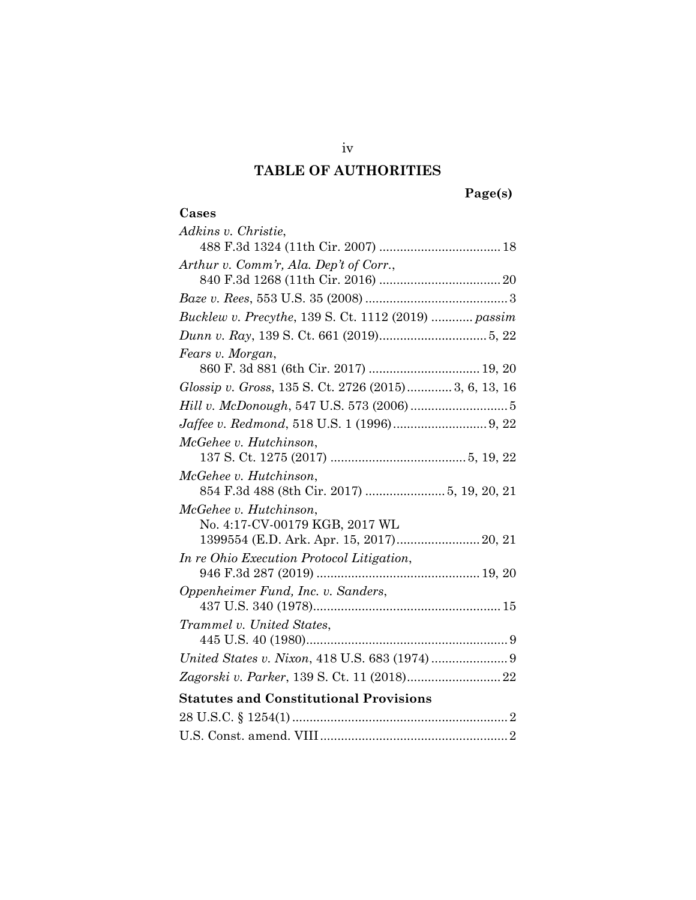# TABLE OF AUTHORITIES

**Page(s)**

**Cases**

*Adkins v. Christie*, 488 F.3d 1324 (11th Cir. 2007) .................................. 18

*Arthur v. Comm'r, Ala. Dep't of Corr.*, 840 F.3d 1268 (11th Cir. 2016) .................................. 20

*Baze v. Rees*, 553 U.S. 35 (2008) ......................................... 3

*Bucklew v. Precythe*, 139 S. Ct. 1112 (2019) ............ *passim*

*Dunn v. Ray*, 139 S. Ct. 661 (2019)............................... 5, 22

*Fears v. Morgan*, 860 F. 3d 881 (6th Cir. 2017) ................................ 19, 20

*Glossip v. Gross*, 135 S. Ct. 2726 (2015)............. 3, 6, 13, 16

*Hill v. McDonough*, 547 U.S. 573 (2006) ............................ 5

*Jaffee v. Redmond*, 518 U.S. 1 (1996)........................... 9, 22

*McGehee v. Hutchinson*, 137 S. Ct. 1275 (2017) ....................................... 5, 19, 22

*McGehee v. Hutchinson*, 854 F.3d 488 (8th Cir. 2017) ....................... 5, 19, 20, 21

*McGehee v. Hutchinson*, No. 4:17-CV-00179 KGB, 2017 WL 1399554 (E.D. Ark. Apr. 15, 2017)........................ 20, 21

*In re Ohio Execution Protocol Litigation*, 946 F.3d 287 (2019) ............................................... 19, 20

*Oppenheimer Fund, Inc. v. Sanders*, 437 U.S. 340 (1978)...................................................... 15

*Trammel v. United States*, 445 U.S. 40 (1980).......................................................... 9

*United States v. Nixon*, 418 U.S. 683 (1974) ...................... 9

*Zagorski v. Parker*, 139 S. Ct. 11 (2018)........................... 22

**Statutes and Constitutional Provisions**

28 U.S.C. § 1254(1) .............................................................. 2

U.S. Const. amend. VIII ...................................................... 2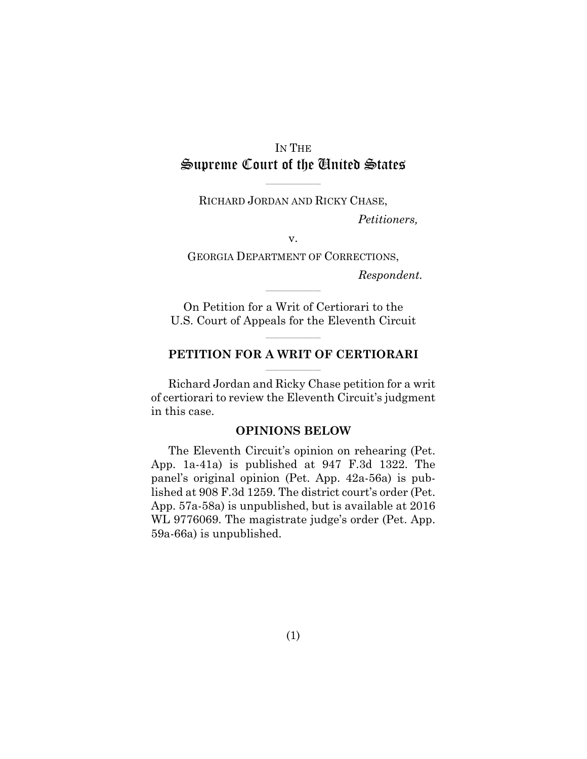IN THE

# Supreme Court of the United States

RICHARD JORDAN AND RICKY CHASE,

*Petitioners,*

v.

GEORGIA DEPARTMENT OF CORRECTIONS,

*Respondent.*

On Petition for a Writ of Certiorari to the U.S. Court of Appeals for the Eleventh Circuit

## PETITION FOR A WRIT OF CERTIORARI

Richard Jordan and Ricky Chase petition for a writ of certiorari to review the Eleventh Circuit's judgment in this case.

### OPINIONS BELOW

The Eleventh Circuit's opinion on rehearing (Pet. App. 1a-41a) is published at 947 F.3d 1322. The panel's original opinion (Pet. App. 42a-56a) is published at 908 F.3d 1259. The district court's order (Pet. App. 57a-58a) is unpublished, but is available at 2016 WL 9776069. The magistrate judge's order (Pet. App. 59a-66a) is unpublished.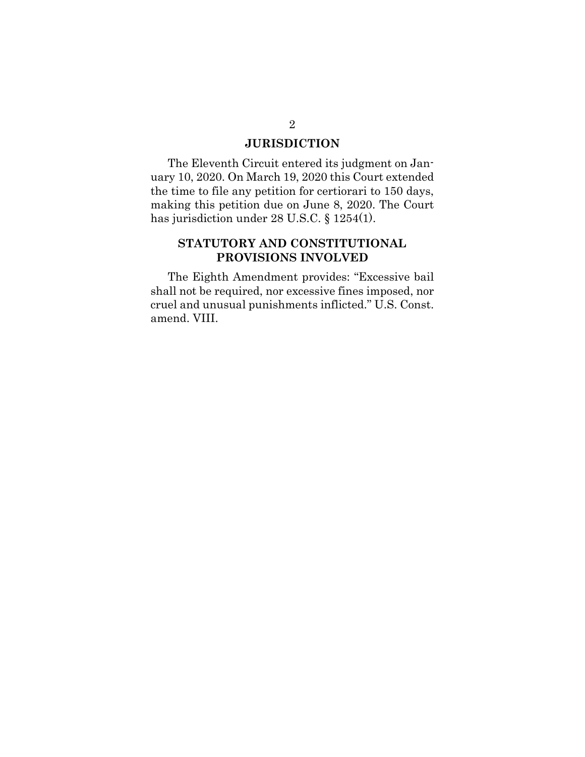## JURISDICTION

The Eleventh Circuit entered its judgment on January 10, 2020. On March 19, 2020 this Court extended the time to file any petition for certiorari to 150 days, making this petition due on June 8, 2020. The Court has jurisdiction under 28 U.S.C. § 1254(1).

## STATUTORY AND CONSTITUTIONAL PROVISIONS INVOLVED

The Eighth Amendment provides: "Excessive bail shall not be required, nor excessive fines imposed, nor cruel and unusual punishments inflicted." U.S. Const. amend. VIII.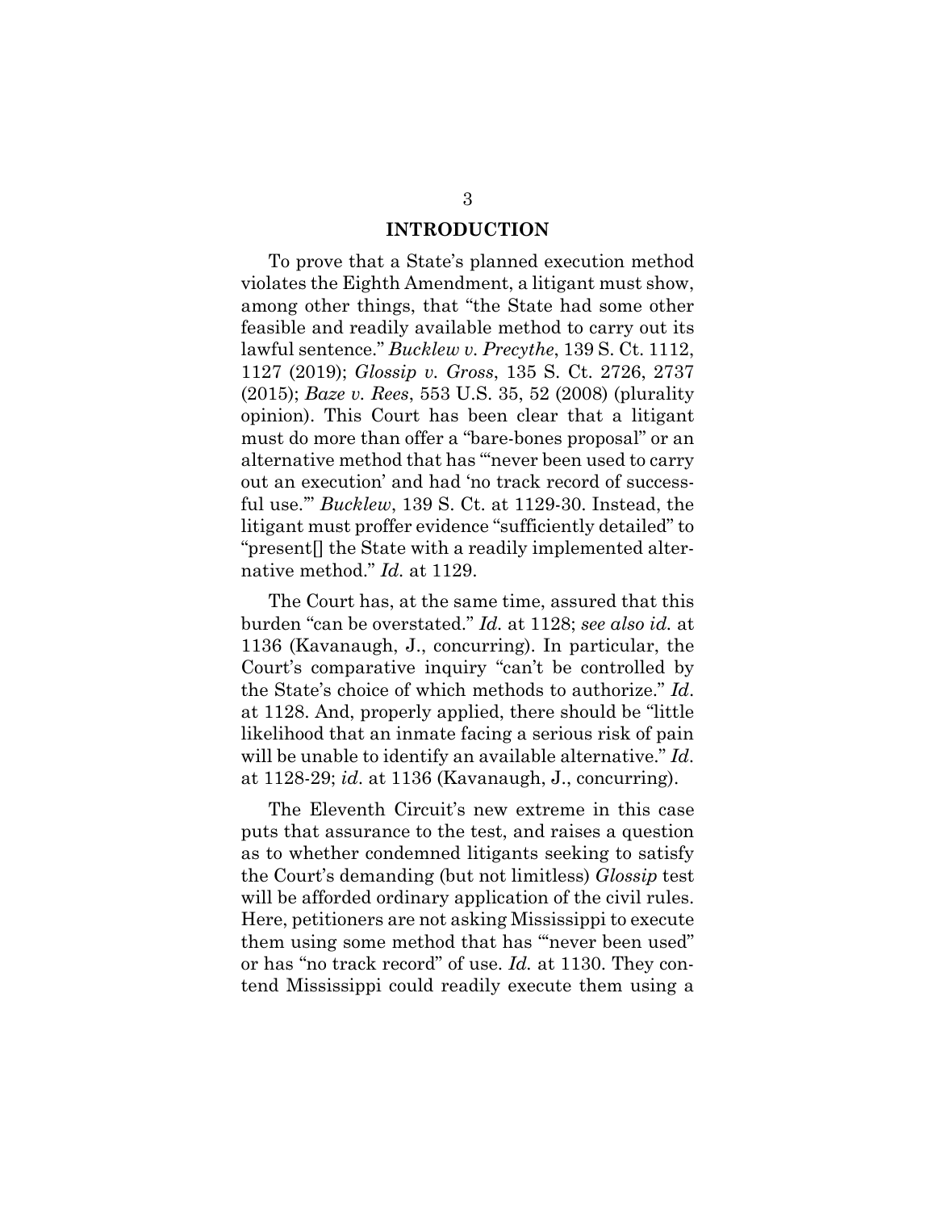## INTRODUCTION

To prove that a State's planned execution method violates the Eighth Amendment, a litigant must show, among other things, that "the State had some other feasible and readily available method to carry out its lawful sentence." *Bucklew v. Precythe*, 139 S. Ct. 1112, 1127 (2019); *Glossip v. Gross*, 135 S. Ct. 2726, 2737 (2015); *Baze v. Rees*, 553 U.S. 35, 52 (2008) (plurality opinion). This Court has been clear that a litigant must do more than offer a "bare-bones proposal" or an alternative method that has "'never been used to carry out an execution' and had 'no track record of successful use.'" *Bucklew*, 139 S. Ct. at 1129-30. Instead, the litigant must proffer evidence "sufficiently detailed" to "present[] the State with a readily implemented alternative method." *Id.* at 1129.

The Court has, at the same time, assured that this burden "can be overstated." *Id.* at 1128; *see also id.* at 1136 (Kavanaugh, J., concurring). In particular, the Court's comparative inquiry "can't be controlled by the State's choice of which methods to authorize." *Id*. at 1128. And, properly applied, there should be "little likelihood that an inmate facing a serious risk of pain will be unable to identify an available alternative." *Id*. at 1128-29; *id*. at 1136 (Kavanaugh, J., concurring).

The Eleventh Circuit's new extreme in this case puts that assurance to the test, and raises a question as to whether condemned litigants seeking to satisfy the Court's demanding (but not limitless) *Glossip* test will be afforded ordinary application of the civil rules. Here, petitioners are not asking Mississippi to execute them using some method that has "'never been used" or has "no track record" of use. *Id.* at 1130. They contend Mississippi could readily execute them using a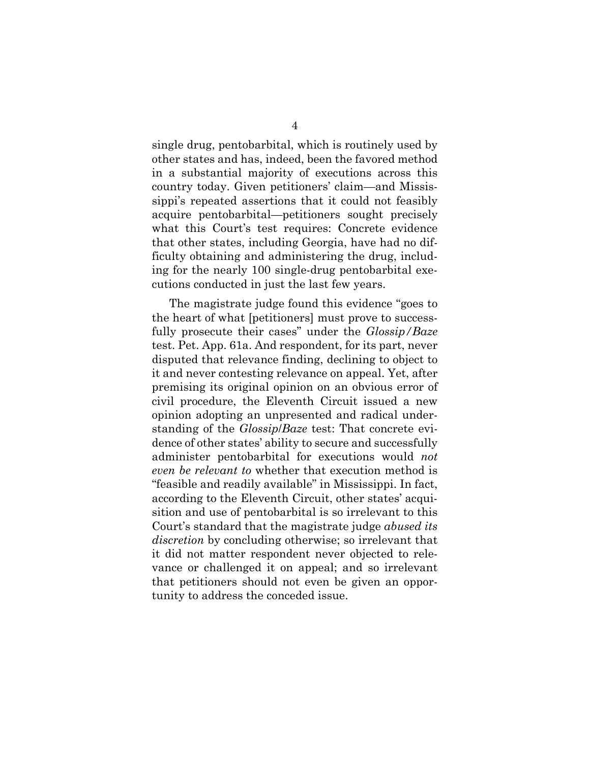single drug, pentobarbital, which is routinely used by other states and has, indeed, been the favored method in a substantial majority of executions across this country today. Given petitioners' claim—and Mississippi's repeated assertions that it could not feasibly acquire pentobarbital—petitioners sought precisely what this Court's test requires: Concrete evidence that other states, including Georgia, have had no difficulty obtaining and administering the drug, including for the nearly 100 single-drug pentobarbital executions conducted in just the last few years.

The magistrate judge found this evidence "goes to the heart of what [petitioners] must prove to successfully prosecute their cases" under the *Glossip/Baze* test. Pet. App. 61a. And respondent, for its part, never disputed that relevance finding, declining to object to it and never contesting relevance on appeal. Yet, after premising its original opinion on an obvious error of civil procedure, the Eleventh Circuit issued a new opinion adopting an unpresented and radical understanding of the *Glossip*/*Baze* test: That concrete evidence of other states' ability to secure and successfully administer pentobarbital for executions would *not even be relevant to* whether that execution method is "feasible and readily available" in Mississippi. In fact, according to the Eleventh Circuit, other states' acquisition and use of pentobarbital is so irrelevant to this Court's standard that the magistrate judge *abused its discretion* by concluding otherwise; so irrelevant that it did not matter respondent never objected to relevance or challenged it on appeal; and so irrelevant that petitioners should not even be given an opportunity to address the conceded issue.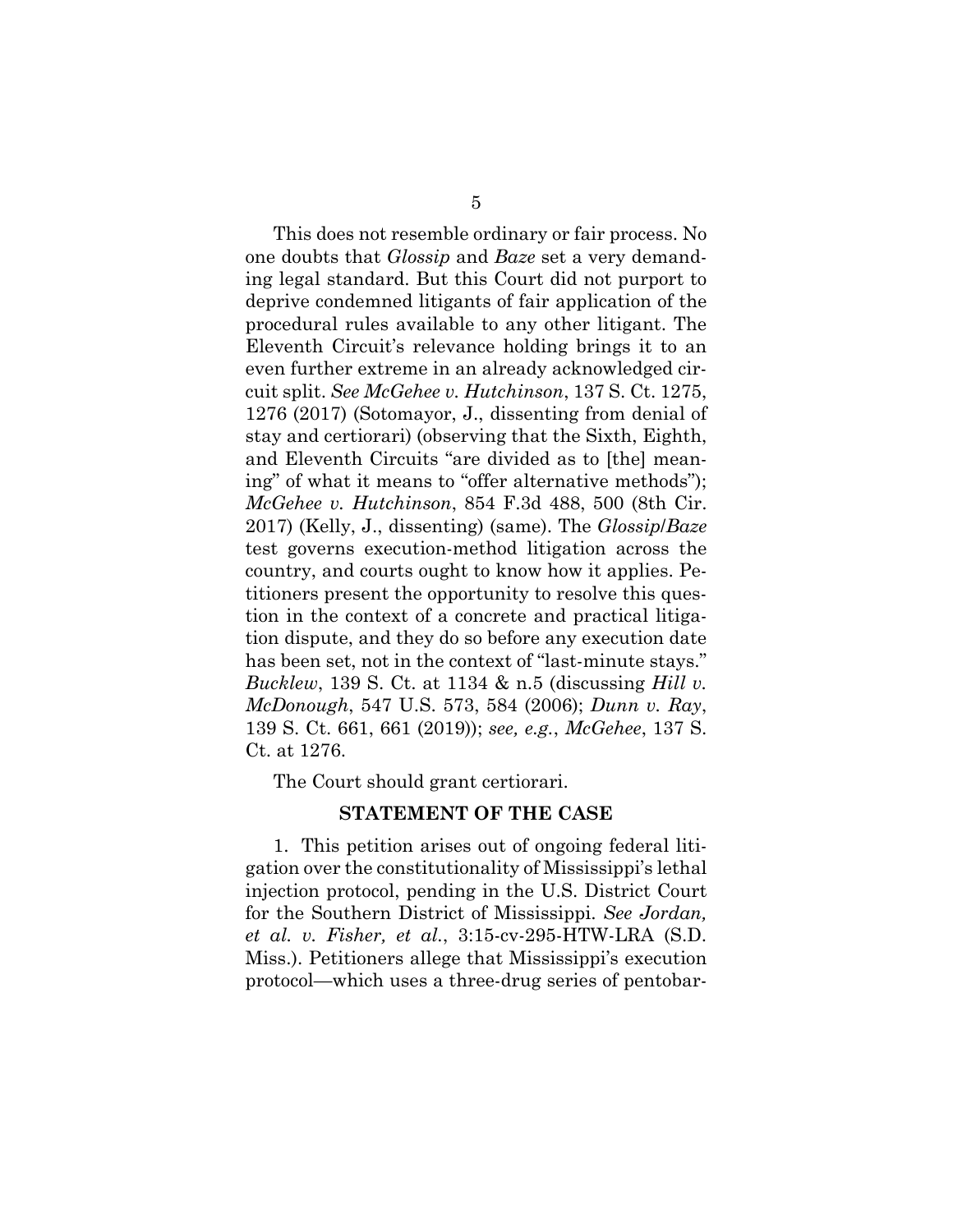This does not resemble ordinary or fair process. No one doubts that *Glossip* and *Baze* set a very demanding legal standard. But this Court did not purport to deprive condemned litigants of fair application of the procedural rules available to any other litigant. The Eleventh Circuit's relevance holding brings it to an even further extreme in an already acknowledged circuit split. *See McGehee v. Hutchinson*, 137 S. Ct. 1275, 1276 (2017) (Sotomayor, J., dissenting from denial of stay and certiorari) (observing that the Sixth, Eighth, and Eleventh Circuits "are divided as to [the] meaning" of what it means to "offer alternative methods"); *McGehee v. Hutchinson*, 854 F.3d 488, 500 (8th Cir. 2017) (Kelly, J., dissenting) (same). The *Glossip*/*Baze* test governs execution-method litigation across the country, and courts ought to know how it applies. Petitioners present the opportunity to resolve this question in the context of a concrete and practical litigation dispute, and they do so before any execution date has been set, not in the context of "last-minute stays." *Bucklew*, 139 S. Ct. at 1134 & n.5 (discussing *Hill v. McDonough*, 547 U.S. 573, 584 (2006); *Dunn v. Ray*, 139 S. Ct. 661, 661 (2019)); *see, e.g.*, *McGehee*, 137 S. Ct. at 1276.

The Court should grant certiorari.

## STATEMENT OF THE CASE

1. This petition arises out of ongoing federal litigation over the constitutionality of Mississippi's lethal injection protocol, pending in the U.S. District Court for the Southern District of Mississippi. *See Jordan, et al. v. Fisher, et al.*, 3:15-cv-295-HTW-LRA (S.D. Miss.). Petitioners allege that Mississippi's execution protocol—which uses a three-drug series of pentobar-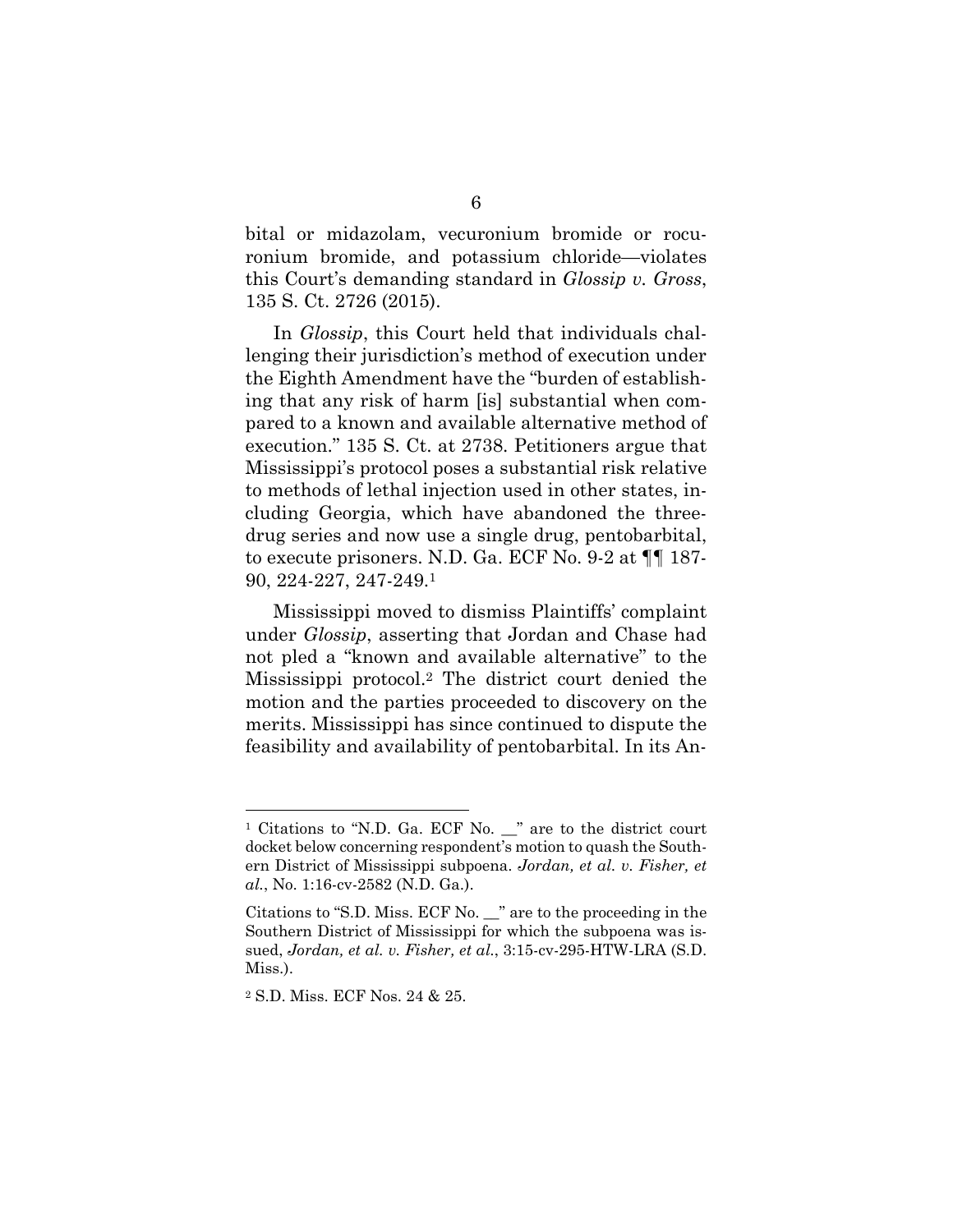bital or midazolam, vecuronium bromide or rocuronium bromide, and potassium chloride—violates this Court's demanding standard in *Glossip v. Gross*, 135 S. Ct. 2726 (2015).

In *Glossip*, this Court held that individuals challenging their jurisdiction's method of execution under the Eighth Amendment have the "burden of establishing that any risk of harm [is] substantial when compared to a known and available alternative method of execution." 135 S. Ct. at 2738. Petitioners argue that Mississippi's protocol poses a substantial risk relative to methods of lethal injection used in other states, including Georgia, which have abandoned the three-drug series and now use a single drug, pentobarbital, to execute prisoners. N.D. Ga. ECF No. 9-2 at ¶¶ 187-90, 224-227, 247-249.[1]

Mississippi moved to dismiss Plaintiffs' complaint under *Glossip*, asserting that Jordan and Chase had not pled a "known and available alternative" to the Mississippi protocol.[2] The district court denied the motion and the parties proceeded to discovery on the merits. Mississippi has since continued to dispute the feasibility and availability of pentobarbital. In its An-

---

[1] Citations to "N.D. Ga. ECF No. __" are to the district court docket below concerning respondent's motion to quash the Southern District of Mississippi subpoena. *Jordan, et al. v. Fisher, et al.*, No. 1:16-cv-2582 (N.D. Ga.).

Citations to "S.D. Miss. ECF No. __" are to the proceeding in the Southern District of Mississippi for which the subpoena was issued, *Jordan, et al. v. Fisher, et al.*, 3:15-cv-295-HTW-LRA (S.D. Miss.).

[2] S.D. Miss. ECF Nos. 24 & 25.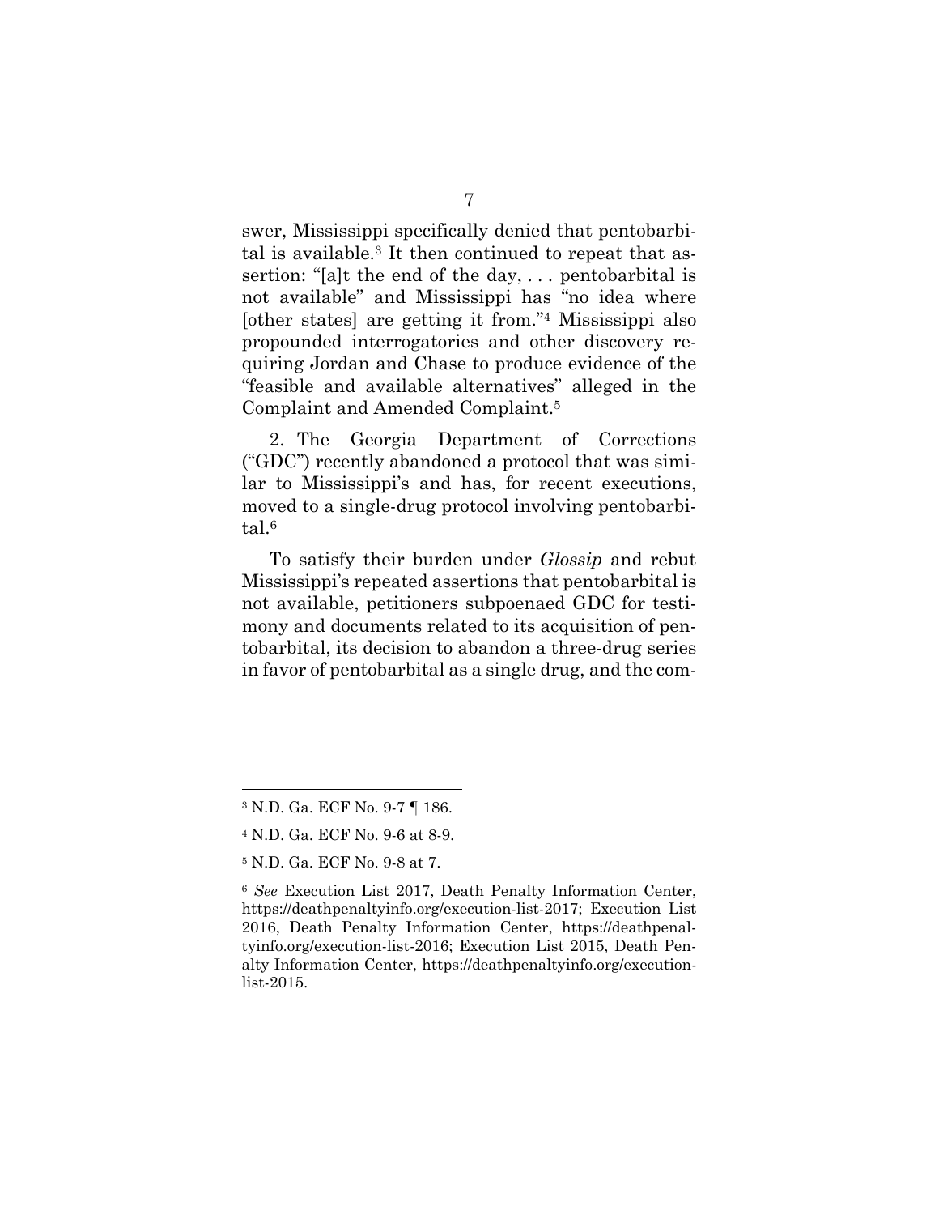swer, Mississippi specifically denied that pentobarbital is available.[3] It then continued to repeat that assertion: "[a]t the end of the day, . . . pentobarbital is not available" and Mississippi has "no idea where [other states] are getting it from."[4] Mississippi also propounded interrogatories and other discovery requiring Jordan and Chase to produce evidence of the "feasible and available alternatives" alleged in the Complaint and Amended Complaint.[5]

2. The Georgia Department of Corrections ("GDC") recently abandoned a protocol that was similar to Mississippi's and has, for recent executions, moved to a single-drug protocol involving pentobarbital.[6]

To satisfy their burden under *Glossip* and rebut Mississippi's repeated assertions that pentobarbital is not available, petitioners subpoenaed GDC for testimony and documents related to its acquisition of pentobarbital, its decision to abandon a three-drug series in favor of pentobarbital as a single drug, and the com-

---

[3] N.D. Ga. ECF No. 9-7 ¶ 186.

[4] N.D. Ga. ECF No. 9-6 at 8-9.

[5] N.D. Ga. ECF No. 9-8 at 7.

[6] *See* Execution List 2017, Death Penalty Information Center, https://deathpenaltyinfo.org/execution-list-2017; Execution List 2016, Death Penalty Information Center, https://deathpenaltyinfo.org/execution-list-2016; Execution List 2015, Death Penalty Information Center, https://deathpenaltyinfo.org/execution-list-2015.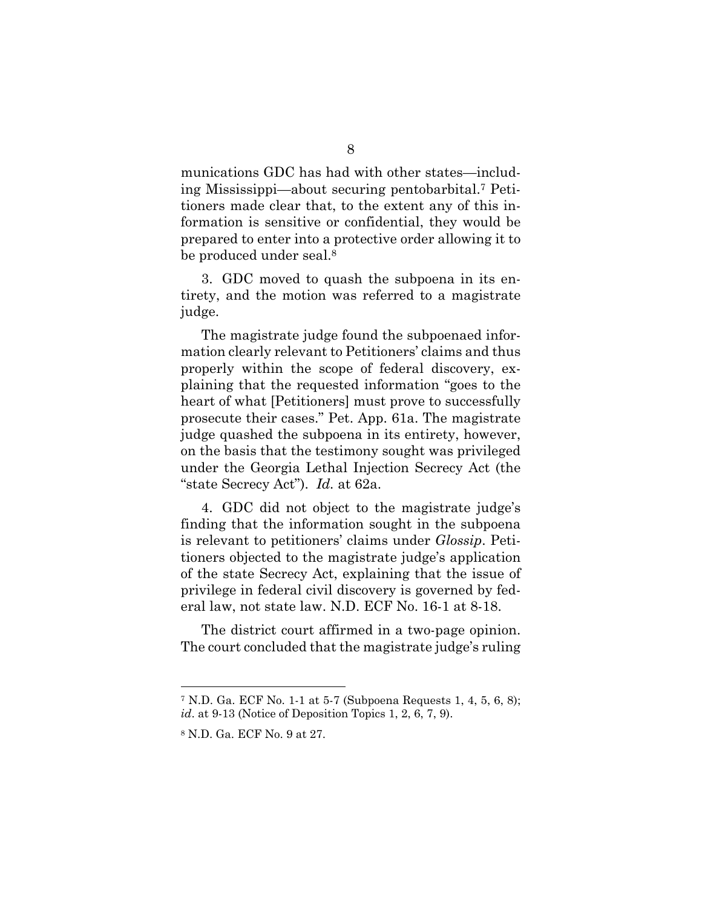munications GDC has had with other states—including Mississippi—about securing pentobarbital.[7] Petitioners made clear that, to the extent any of this information is sensitive or confidential, they would be prepared to enter into a protective order allowing it to be produced under seal.[8]

3. GDC moved to quash the subpoena in its entirety, and the motion was referred to a magistrate judge.

The magistrate judge found the subpoenaed information clearly relevant to Petitioners' claims and thus properly within the scope of federal discovery, explaining that the requested information "goes to the heart of what [Petitioners] must prove to successfully prosecute their cases." Pet. App. 61a. The magistrate judge quashed the subpoena in its entirety, however, on the basis that the testimony sought was privileged under the Georgia Lethal Injection Secrecy Act (the "state Secrecy Act"). *Id.* at 62a.

4. GDC did not object to the magistrate judge's finding that the information sought in the subpoena is relevant to petitioners' claims under *Glossip*. Petitioners objected to the magistrate judge's application of the state Secrecy Act, explaining that the issue of privilege in federal civil discovery is governed by federal law, not state law. N.D. ECF No. 16-1 at 8-18.

The district court affirmed in a two-page opinion. The court concluded that the magistrate judge's ruling

---

[7] N.D. Ga. ECF No. 1-1 at 5-7 (Subpoena Requests 1, 4, 5, 6, 8); *id*. at 9-13 (Notice of Deposition Topics 1, 2, 6, 7, 9).

[8] N.D. Ga. ECF No. 9 at 27.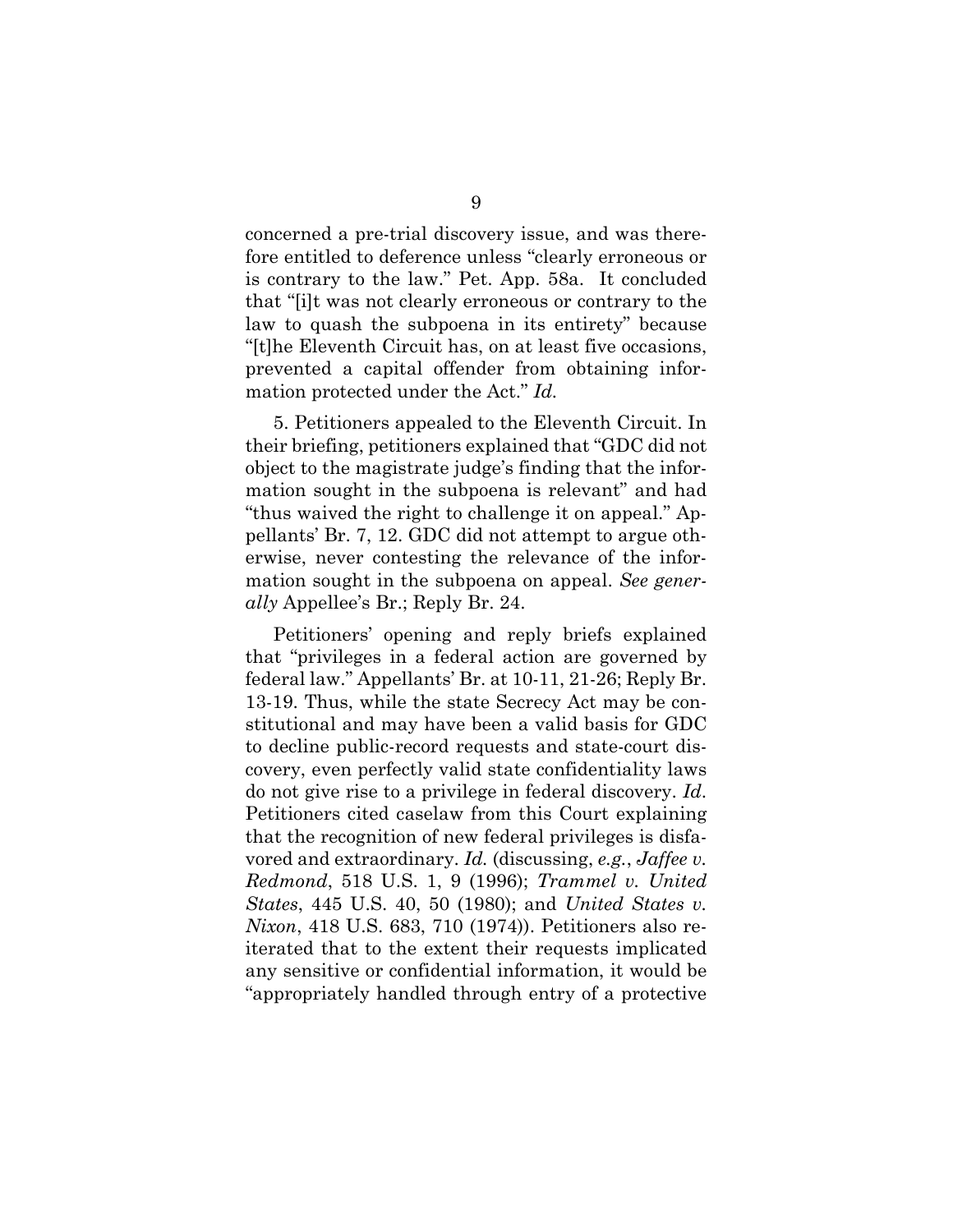concerned a pre-trial discovery issue, and was therefore entitled to deference unless "clearly erroneous or is contrary to the law." Pet. App. 58a. It concluded that "[i]t was not clearly erroneous or contrary to the law to quash the subpoena in its entirety" because "[t]he Eleventh Circuit has, on at least five occasions, prevented a capital offender from obtaining information protected under the Act." *Id.*

5. Petitioners appealed to the Eleventh Circuit. In their briefing, petitioners explained that "GDC did not object to the magistrate judge's finding that the information sought in the subpoena is relevant" and had "thus waived the right to challenge it on appeal." Appellants' Br. 7, 12. GDC did not attempt to argue otherwise, never contesting the relevance of the information sought in the subpoena on appeal. *See generally* Appellee's Br.; Reply Br. 24.

Petitioners' opening and reply briefs explained that "privileges in a federal action are governed by federal law." Appellants' Br. at 10-11, 21-26; Reply Br. 13-19. Thus, while the state Secrecy Act may be constitutional and may have been a valid basis for GDC to decline public-record requests and state-court discovery, even perfectly valid state confidentiality laws do not give rise to a privilege in federal discovery. *Id*. Petitioners cited caselaw from this Court explaining that the recognition of new federal privileges is disfavored and extraordinary. *Id.* (discussing, *e.g.*, *Jaffee v. Redmond*, 518 U.S. 1, 9 (1996); *Trammel v. United States*, 445 U.S. 40, 50 (1980); and *United States v. Nixon*, 418 U.S. 683, 710 (1974)). Petitioners also reiterated that to the extent their requests implicated any sensitive or confidential information, it would be "appropriately handled through entry of a protective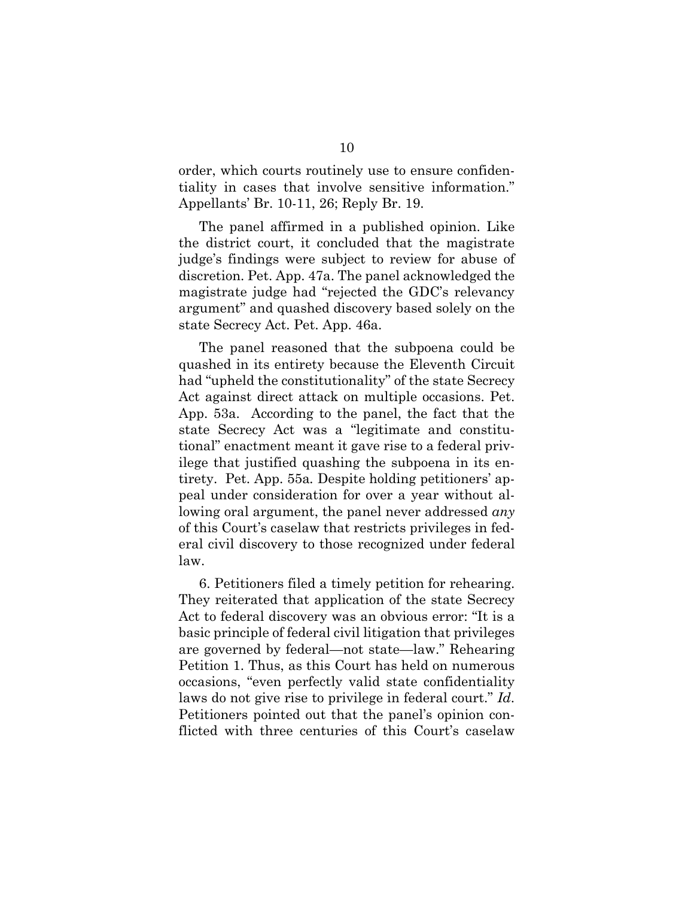order, which courts routinely use to ensure confidentiality in cases that involve sensitive information." Appellants' Br. 10-11, 26; Reply Br. 19.

The panel affirmed in a published opinion. Like the district court, it concluded that the magistrate judge's findings were subject to review for abuse of discretion. Pet. App. 47a. The panel acknowledged the magistrate judge had "rejected the GDC's relevancy argument" and quashed discovery based solely on the state Secrecy Act. Pet. App. 46a.

The panel reasoned that the subpoena could be quashed in its entirety because the Eleventh Circuit had "upheld the constitutionality" of the state Secrecy Act against direct attack on multiple occasions. Pet. App. 53a. According to the panel, the fact that the state Secrecy Act was a "legitimate and constitutional" enactment meant it gave rise to a federal privilege that justified quashing the subpoena in its entirety. Pet. App. 55a. Despite holding petitioners' appeal under consideration for over a year without allowing oral argument, the panel never addressed *any* of this Court's caselaw that restricts privileges in federal civil discovery to those recognized under federal law.

6. Petitioners filed a timely petition for rehearing. They reiterated that application of the state Secrecy Act to federal discovery was an obvious error: "It is a basic principle of federal civil litigation that privileges are governed by federal—not state—law." Rehearing Petition 1. Thus, as this Court has held on numerous occasions, "even perfectly valid state confidentiality laws do not give rise to privilege in federal court." *Id.* Petitioners pointed out that the panel's opinion conflicted with three centuries of this Court's caselaw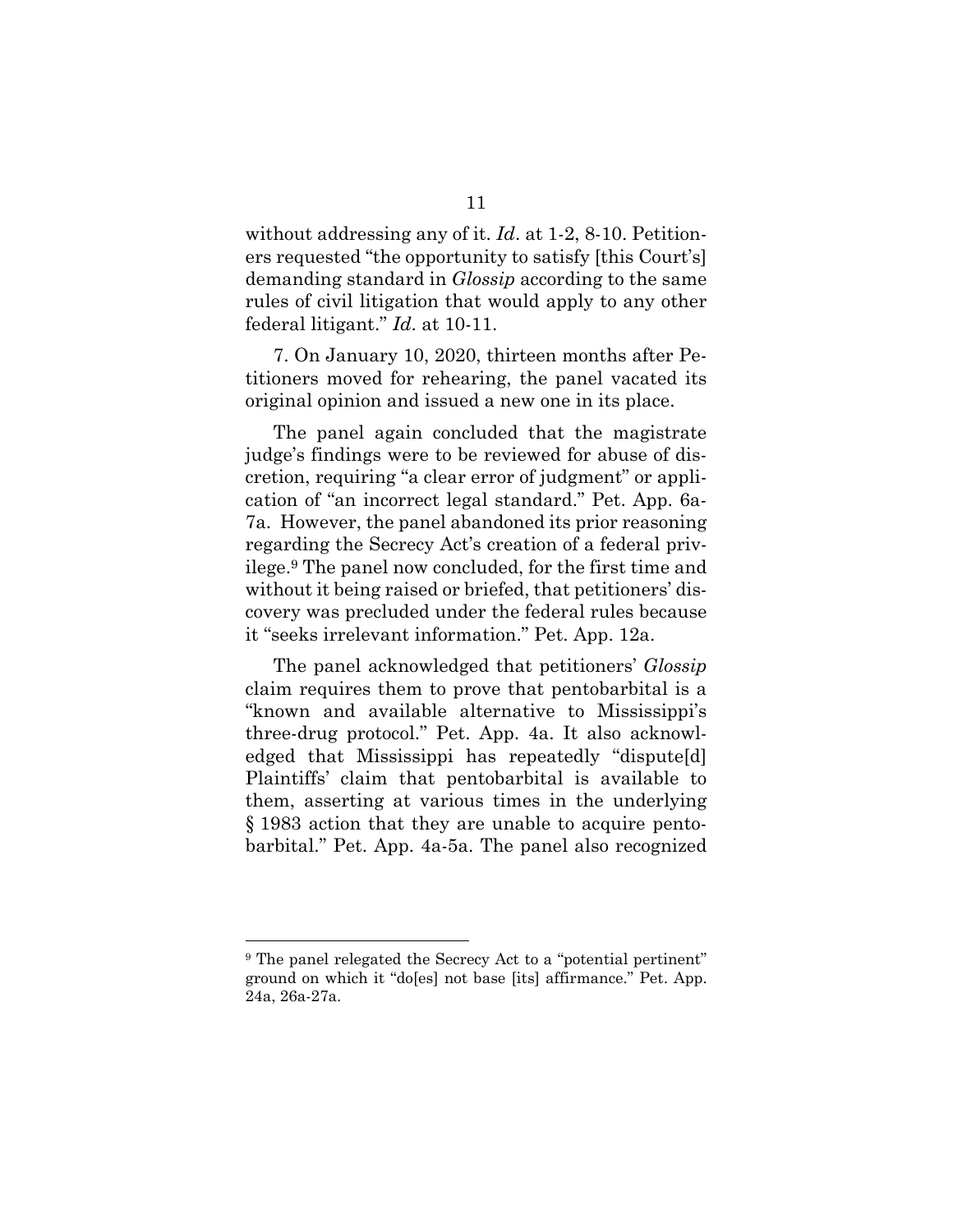without addressing any of it. *Id*. at 1-2, 8-10. Petitioners requested "the opportunity to satisfy [this Court's] demanding standard in *Glossip* according to the same rules of civil litigation that would apply to any other federal litigant." *Id.* at 10-11.

7. On January 10, 2020, thirteen months after Petitioners moved for rehearing, the panel vacated its original opinion and issued a new one in its place.

The panel again concluded that the magistrate judge's findings were to be reviewed for abuse of discretion, requiring "a clear error of judgment" or application of "an incorrect legal standard." Pet. App. 6a-7a. However, the panel abandoned its prior reasoning regarding the Secrecy Act's creation of a federal privilege.[9] The panel now concluded, for the first time and without it being raised or briefed, that petitioners' discovery was precluded under the federal rules because it "seeks irrelevant information." Pet. App. 12a.

The panel acknowledged that petitioners' *Glossip* claim requires them to prove that pentobarbital is a "known and available alternative to Mississippi's three-drug protocol." Pet. App. 4a. It also acknowledged that Mississippi has repeatedly "dispute[d] Plaintiffs' claim that pentobarbital is available to them, asserting at various times in the underlying § 1983 action that they are unable to acquire pentobarbital." Pet. App. 4a-5a. The panel also recognized

[9] The panel relegated the Secrecy Act to a "potential pertinent" ground on which it "do[es] not base [its] affirmance." Pet. App. 24a, 26a-27a.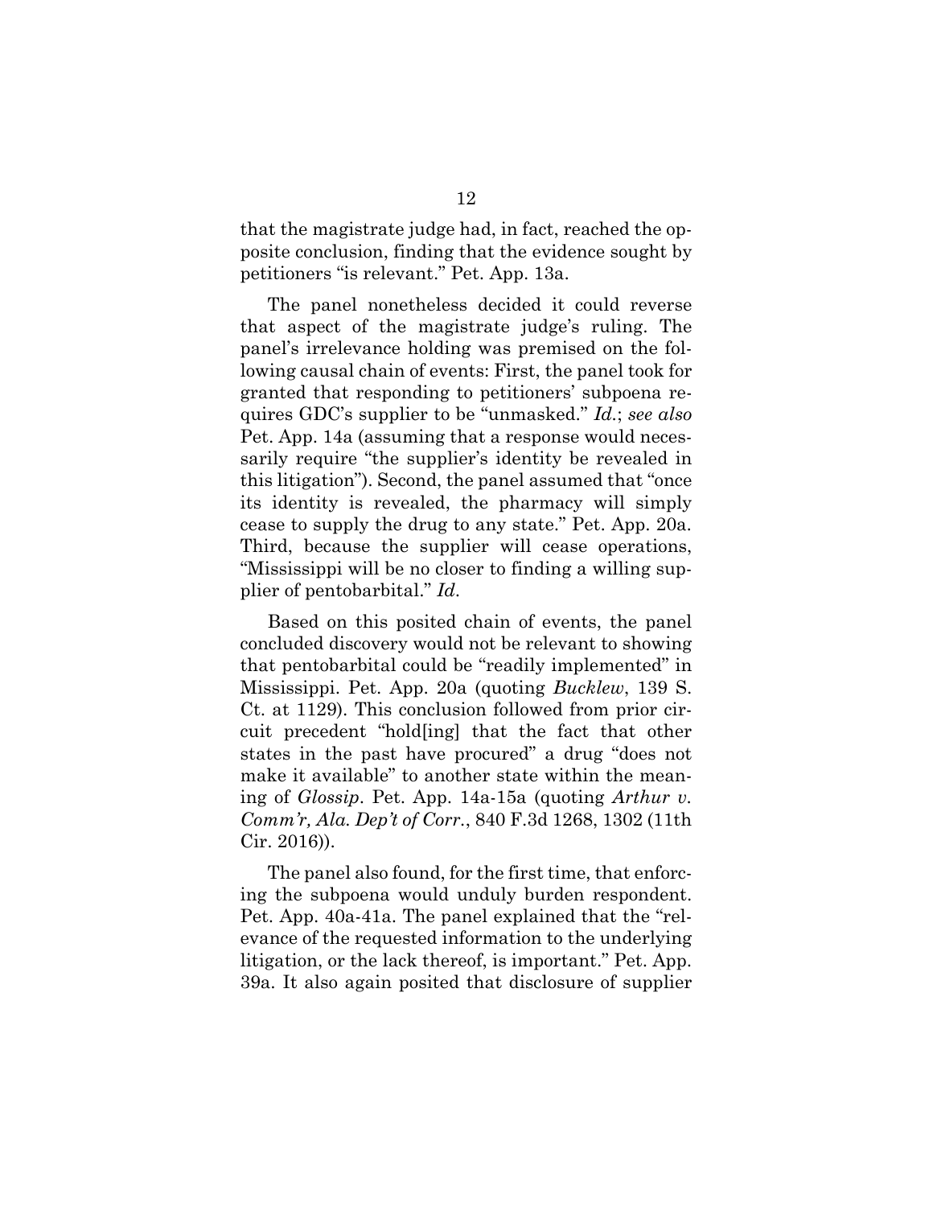that the magistrate judge had, in fact, reached the opposite conclusion, finding that the evidence sought by petitioners "is relevant." Pet. App. 13a.

The panel nonetheless decided it could reverse that aspect of the magistrate judge's ruling. The panel's irrelevance holding was premised on the following causal chain of events: First, the panel took for granted that responding to petitioners' subpoena requires GDC's supplier to be "unmasked." *Id.*; *see also* Pet. App. 14a (assuming that a response would necessarily require "the supplier's identity be revealed in this litigation"). Second, the panel assumed that "once its identity is revealed, the pharmacy will simply cease to supply the drug to any state." Pet. App. 20a. Third, because the supplier will cease operations, "Mississippi will be no closer to finding a willing supplier of pentobarbital." *Id*.

Based on this posited chain of events, the panel concluded discovery would not be relevant to showing that pentobarbital could be "readily implemented" in Mississippi. Pet. App. 20a (quoting *Bucklew*, 139 S. Ct. at 1129). This conclusion followed from prior circuit precedent "hold[ing] that the fact that other states in the past have procured" a drug "does not make it available" to another state within the meaning of *Glossip*. Pet. App. 14a-15a (quoting *Arthur v. Comm'r, Ala. Dep't of Corr.*, 840 F.3d 1268, 1302 (11th Cir. 2016)).

The panel also found, for the first time, that enforcing the subpoena would unduly burden respondent. Pet. App. 40a-41a. The panel explained that the "relevance of the requested information to the underlying litigation, or the lack thereof, is important." Pet. App. 39a. It also again posited that disclosure of supplier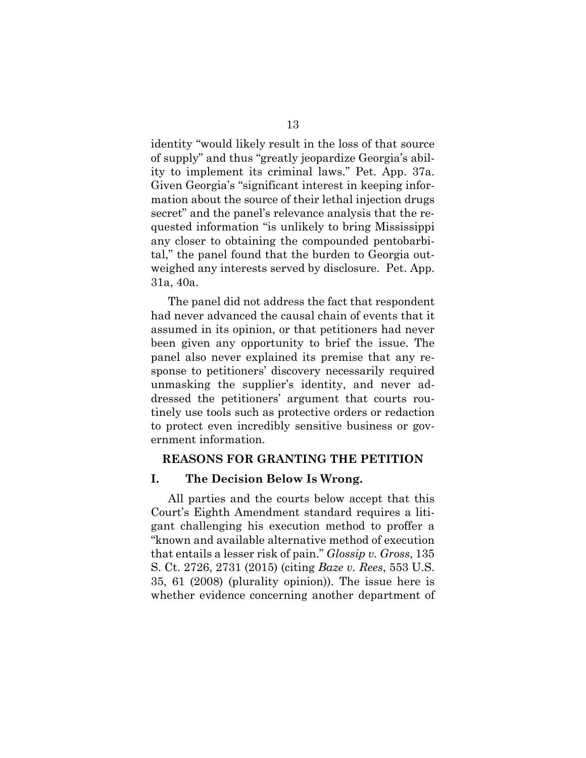identity "would likely result in the loss of that source of supply" and thus "greatly jeopardize Georgia's ability to implement its criminal laws." Pet. App. 37a. Given Georgia's "significant interest in keeping information about the source of their lethal injection drugs secret" and the panel's relevance analysis that the requested information "is unlikely to bring Mississippi any closer to obtaining the compounded pentobarbital," the panel found that the burden to Georgia outweighed any interests served by disclosure. Pet. App. 31a, 40a.

The panel did not address the fact that respondent had never advanced the causal chain of events that it assumed in its opinion, or that petitioners had never been given any opportunity to brief the issue. The panel also never explained its premise that any response to petitioners' discovery necessarily required unmasking the supplier's identity, and never addressed the petitioners' argument that courts routinely use tools such as protective orders or redaction to protect even incredibly sensitive business or government information.

## REASONS FOR GRANTING THE PETITION

### I. The Decision Below Is Wrong.

All parties and the courts below accept that this Court's Eighth Amendment standard requires a litigant challenging his execution method to proffer a "known and available alternative method of execution that entails a lesser risk of pain." *Glossip v. Gross*, 135 S. Ct. 2726, 2731 (2015) (citing *Baze v. Rees*, 553 U.S. 35, 61 (2008) (plurality opinion)). The issue here is whether evidence concerning another department of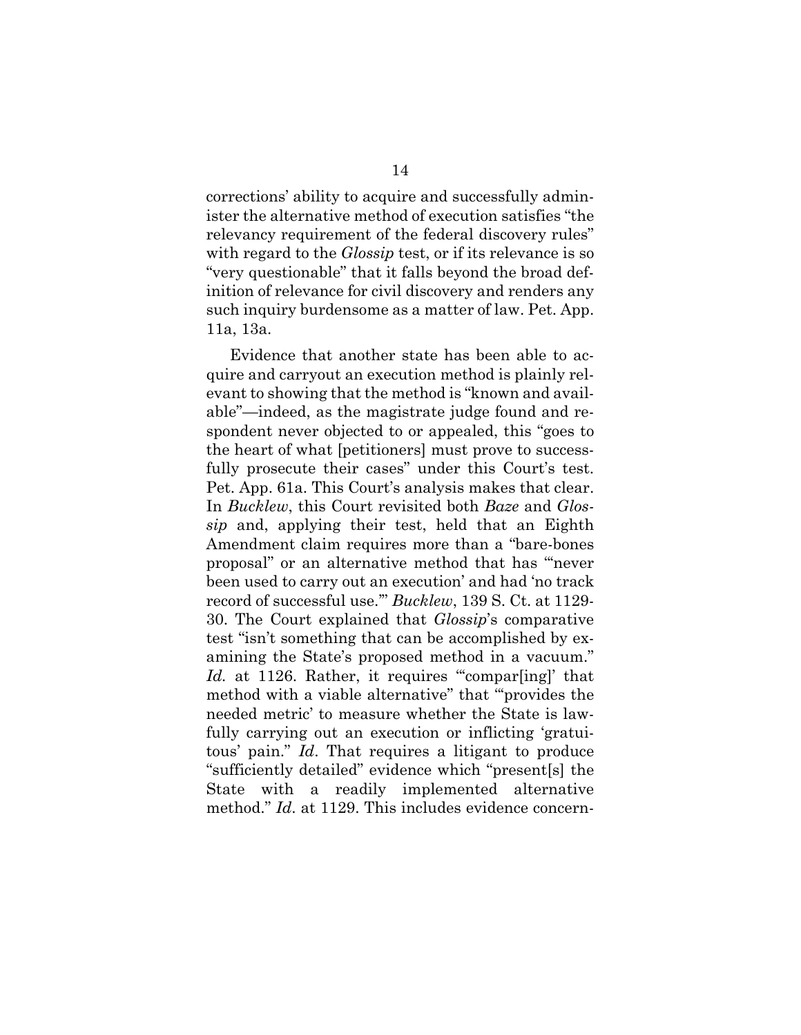corrections' ability to acquire and successfully administer the alternative method of execution satisfies "the relevancy requirement of the federal discovery rules" with regard to the *Glossip* test, or if its relevance is so "very questionable" that it falls beyond the broad definition of relevance for civil discovery and renders any such inquiry burdensome as a matter of law. Pet. App. 11a, 13a.

Evidence that another state has been able to acquire and carryout an execution method is plainly relevant to showing that the method is "known and available"—indeed, as the magistrate judge found and respondent never objected to or appealed, this "goes to the heart of what [petitioners] must prove to successfully prosecute their cases" under this Court's test. Pet. App. 61a. This Court's analysis makes that clear. In *Bucklew*, this Court revisited both *Baze* and *Glossip* and, applying their test, held that an Eighth Amendment claim requires more than a "bare-bones proposal" or an alternative method that has "'never been used to carry out an execution' and had 'no track record of successful use.'" *Bucklew*, 139 S. Ct. at 1129-30. The Court explained that *Glossip*'s comparative test "isn't something that can be accomplished by examining the State's proposed method in a vacuum." *Id.* at 1126. Rather, it requires "'compar[ing]' that method with a viable alternative" that "'provides the needed metric' to measure whether the State is lawfully carrying out an execution or inflicting 'gratuitous' pain." *Id*. That requires a litigant to produce "sufficiently detailed" evidence which "present[s] the State with a readily implemented alternative method." *Id*. at 1129. This includes evidence concern-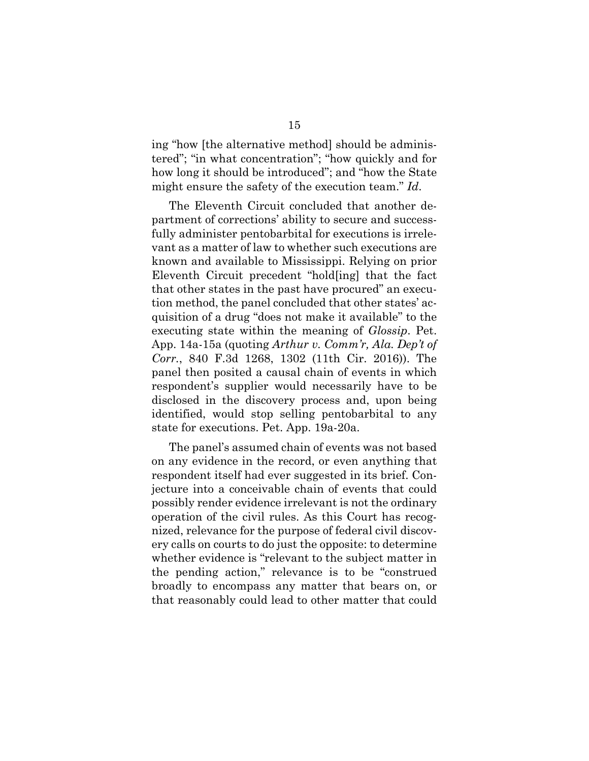ing "how [the alternative method] should be administered"; "in what concentration"; "how quickly and for how long it should be introduced"; and "how the State might ensure the safety of the execution team." *Id*.

The Eleventh Circuit concluded that another department of corrections' ability to secure and successfully administer pentobarbital for executions is irrelevant as a matter of law to whether such executions are known and available to Mississippi. Relying on prior Eleventh Circuit precedent "hold[ing] that the fact that other states in the past have procured" an execution method, the panel concluded that other states' acquisition of a drug "does not make it available" to the executing state within the meaning of *Glossip*. Pet. App. 14a-15a (quoting *Arthur v. Comm'r, Ala. Dep't of Corr.*, 840 F.3d 1268, 1302 (11th Cir. 2016)). The panel then posited a causal chain of events in which respondent's supplier would necessarily have to be disclosed in the discovery process and, upon being identified, would stop selling pentobarbital to any state for executions. Pet. App. 19a-20a.

The panel's assumed chain of events was not based on any evidence in the record, or even anything that respondent itself had ever suggested in its brief. Conjecture into a conceivable chain of events that could possibly render evidence irrelevant is not the ordinary operation of the civil rules. As this Court has recognized, relevance for the purpose of federal civil discovery calls on courts to do just the opposite: to determine whether evidence is "relevant to the subject matter in the pending action," relevance is to be "construed broadly to encompass any matter that bears on, or that reasonably could lead to other matter that could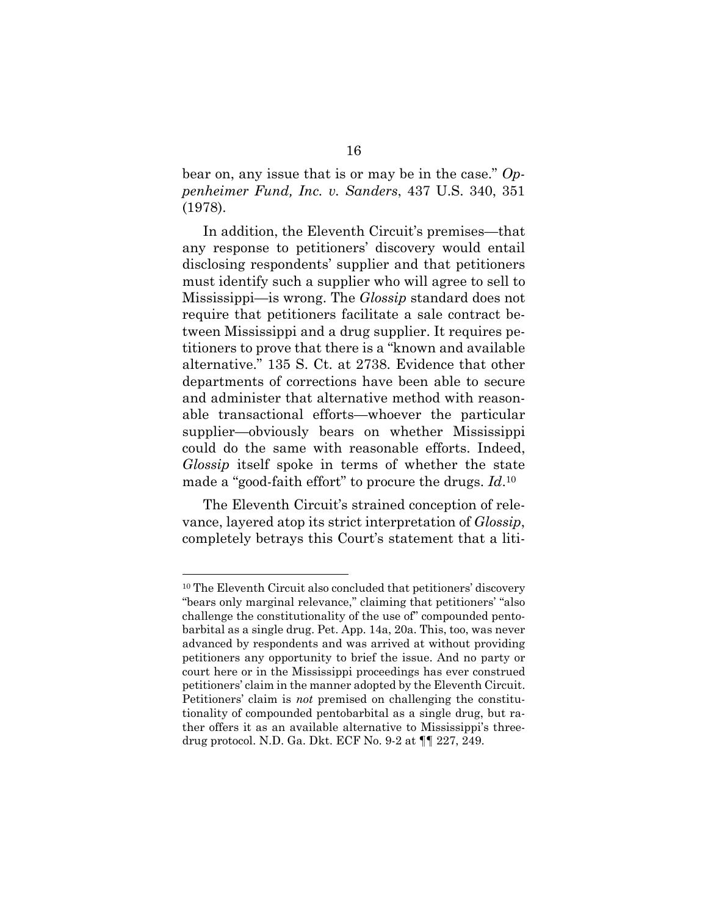bear on, any issue that is or may be in the case." *Oppenheimer Fund, Inc. v. Sanders*, 437 U.S. 340, 351 (1978).

In addition, the Eleventh Circuit's premises—that any response to petitioners' discovery would entail disclosing respondents' supplier and that petitioners must identify such a supplier who will agree to sell to Mississippi—is wrong. The *Glossip* standard does not require that petitioners facilitate a sale contract between Mississippi and a drug supplier. It requires petitioners to prove that there is a "known and available alternative." 135 S. Ct. at 2738. Evidence that other departments of corrections have been able to secure and administer that alternative method with reasonable transactional efforts—whoever the particular supplier—obviously bears on whether Mississippi could do the same with reasonable efforts. Indeed, *Glossip* itself spoke in terms of whether the state made a "good-faith effort" to procure the drugs. *Id*.[10]

The Eleventh Circuit's strained conception of relevance, layered atop its strict interpretation of *Glossip*, completely betrays this Court's statement that a liti-

---

[10] The Eleventh Circuit also concluded that petitioners' discovery "bears only marginal relevance," claiming that petitioners' "also challenge the constitutionality of the use of" compounded pentobarbital as a single drug. Pet. App. 14a, 20a. This, too, was never advanced by respondents and was arrived at without providing petitioners any opportunity to brief the issue. And no party or court here or in the Mississippi proceedings has ever construed petitioners' claim in the manner adopted by the Eleventh Circuit. Petitioners' claim is *not* premised on challenging the constitutionality of compounded pentobarbital as a single drug, but rather offers it as an available alternative to Mississippi's three-drug protocol. N.D. Ga. Dkt. ECF No. 9-2 at ¶¶ 227, 249.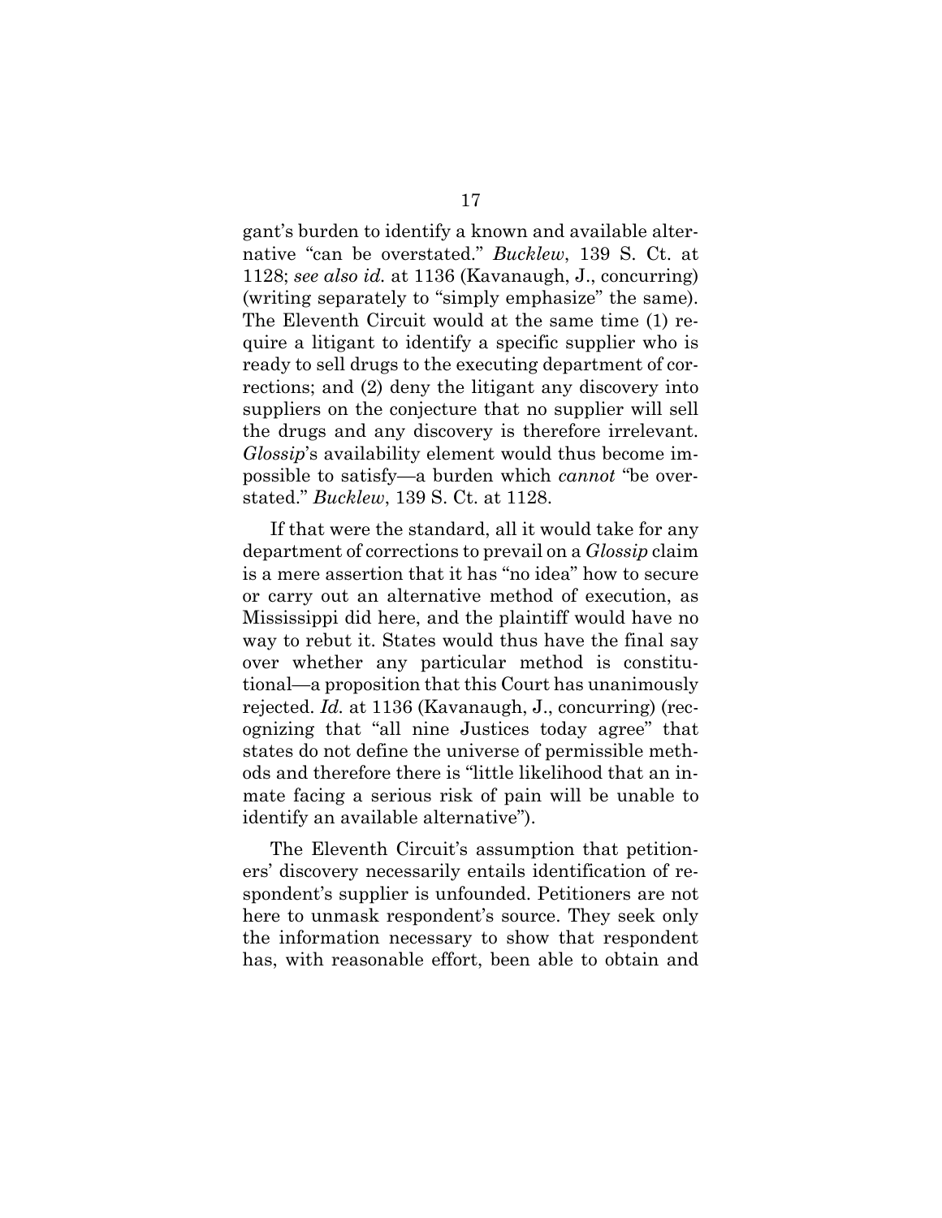gant's burden to identify a known and available alternative "can be overstated." *Bucklew*, 139 S. Ct. at 1128; *see also id.* at 1136 (Kavanaugh, J., concurring) (writing separately to "simply emphasize" the same). The Eleventh Circuit would at the same time (1) require a litigant to identify a specific supplier who is ready to sell drugs to the executing department of corrections; and (2) deny the litigant any discovery into suppliers on the conjecture that no supplier will sell the drugs and any discovery is therefore irrelevant. *Glossip*'s availability element would thus become impossible to satisfy—a burden which *cannot* "be overstated." *Bucklew*, 139 S. Ct. at 1128.

If that were the standard, all it would take for any department of corrections to prevail on a *Glossip* claim is a mere assertion that it has "no idea" how to secure or carry out an alternative method of execution, as Mississippi did here, and the plaintiff would have no way to rebut it. States would thus have the final say over whether any particular method is constitutional—a proposition that this Court has unanimously rejected. *Id.* at 1136 (Kavanaugh, J., concurring) (recognizing that "all nine Justices today agree" that states do not define the universe of permissible methods and therefore there is "little likelihood that an inmate facing a serious risk of pain will be unable to identify an available alternative").

The Eleventh Circuit's assumption that petitioners' discovery necessarily entails identification of respondent's supplier is unfounded. Petitioners are not here to unmask respondent's source. They seek only the information necessary to show that respondent has, with reasonable effort, been able to obtain and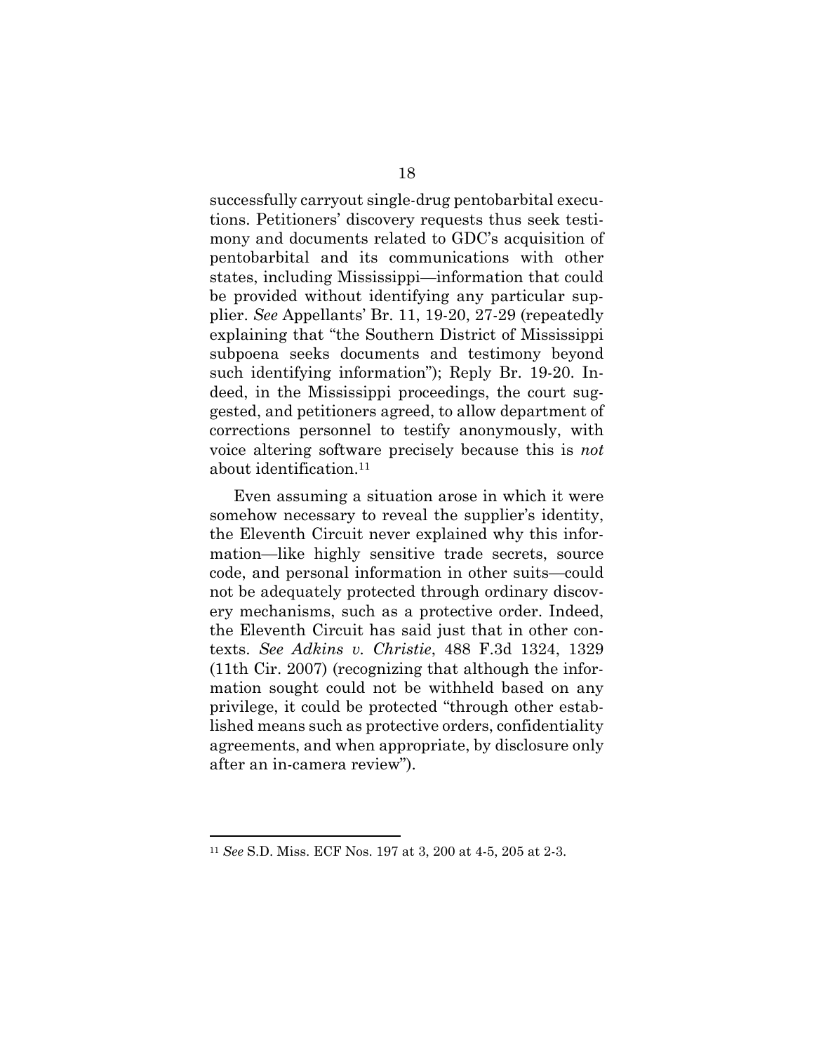successfully carryout single-drug pentobarbital executions. Petitioners' discovery requests thus seek testimony and documents related to GDC's acquisition of pentobarbital and its communications with other states, including Mississippi—information that could be provided without identifying any particular supplier. *See* Appellants' Br. 11, 19-20, 27-29 (repeatedly explaining that "the Southern District of Mississippi subpoena seeks documents and testimony beyond such identifying information"); Reply Br. 19-20. Indeed, in the Mississippi proceedings, the court suggested, and petitioners agreed, to allow department of corrections personnel to testify anonymously, with voice altering software precisely because this is *not* about identification.[11]

Even assuming a situation arose in which it were somehow necessary to reveal the supplier's identity, the Eleventh Circuit never explained why this information—like highly sensitive trade secrets, source code, and personal information in other suits—could not be adequately protected through ordinary discovery mechanisms, such as a protective order. Indeed, the Eleventh Circuit has said just that in other contexts. *See Adkins v. Christie*, 488 F.3d 1324, 1329 (11th Cir. 2007) (recognizing that although the information sought could not be withheld based on any privilege, it could be protected "through other established means such as protective orders, confidentiality agreements, and when appropriate, by disclosure only after an in-camera review").

---

[11] *See* S.D. Miss. ECF Nos. 197 at 3, 200 at 4-5, 205 at 2-3.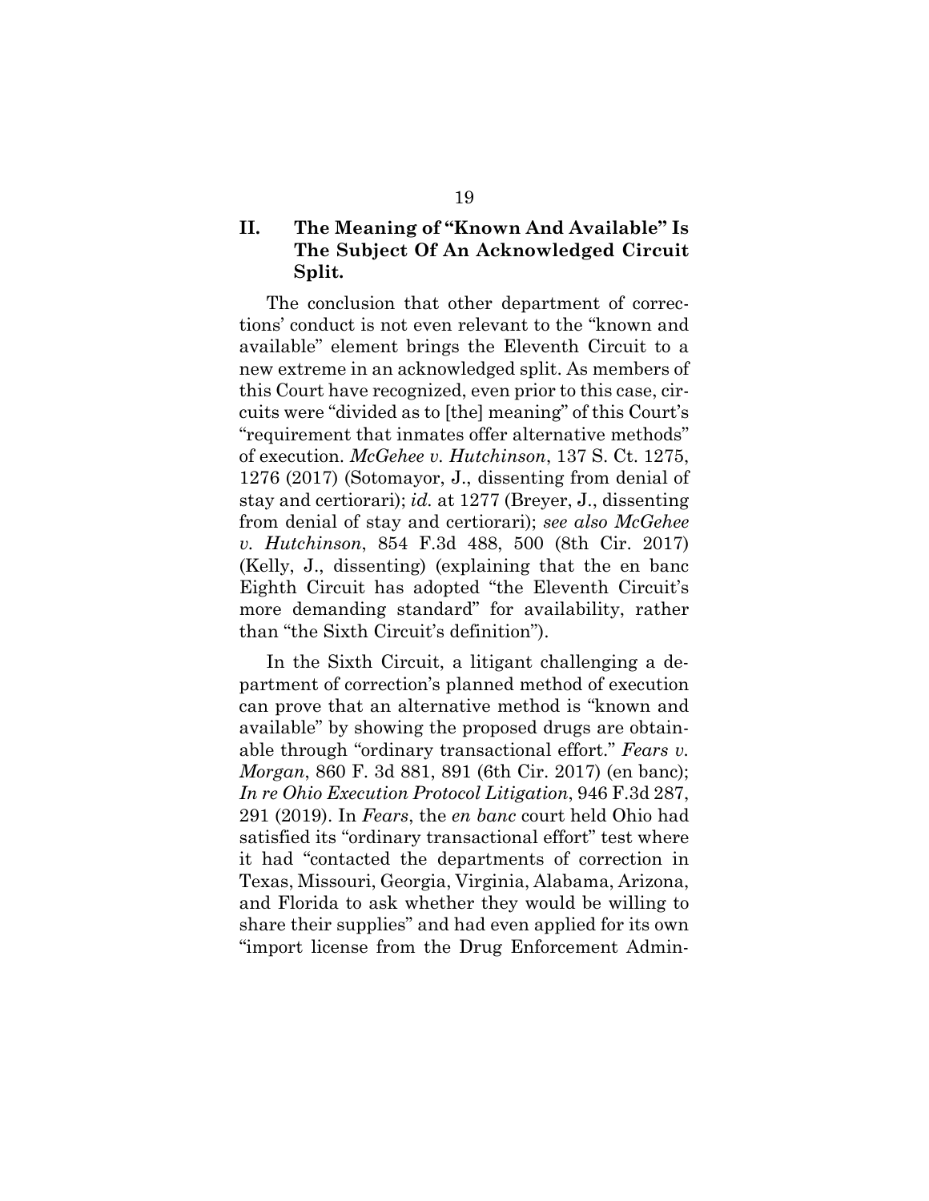## II. The Meaning of "Known And Available" Is The Subject Of An Acknowledged Circuit Split.

The conclusion that other department of corrections' conduct is not even relevant to the "known and available" element brings the Eleventh Circuit to a new extreme in an acknowledged split. As members of this Court have recognized, even prior to this case, circuits were "divided as to [the] meaning" of this Court's "requirement that inmates offer alternative methods" of execution. *McGehee v. Hutchinson*, 137 S. Ct. 1275, 1276 (2017) (Sotomayor, J., dissenting from denial of stay and certiorari); *id.* at 1277 (Breyer, J., dissenting from denial of stay and certiorari); *see also McGehee v. Hutchinson*, 854 F.3d 488, 500 (8th Cir. 2017) (Kelly, J., dissenting) (explaining that the en banc Eighth Circuit has adopted "the Eleventh Circuit's more demanding standard" for availability, rather than "the Sixth Circuit's definition").

In the Sixth Circuit, a litigant challenging a department of correction's planned method of execution can prove that an alternative method is "known and available" by showing the proposed drugs are obtainable through "ordinary transactional effort." *Fears v. Morgan*, 860 F. 3d 881, 891 (6th Cir. 2017) (en banc); *In re Ohio Execution Protocol Litigation*, 946 F.3d 287, 291 (2019). In *Fears*, the *en banc* court held Ohio had satisfied its "ordinary transactional effort" test where it had "contacted the departments of correction in Texas, Missouri, Georgia, Virginia, Alabama, Arizona, and Florida to ask whether they would be willing to share their supplies" and had even applied for its own "import license from the Drug Enforcement Admin-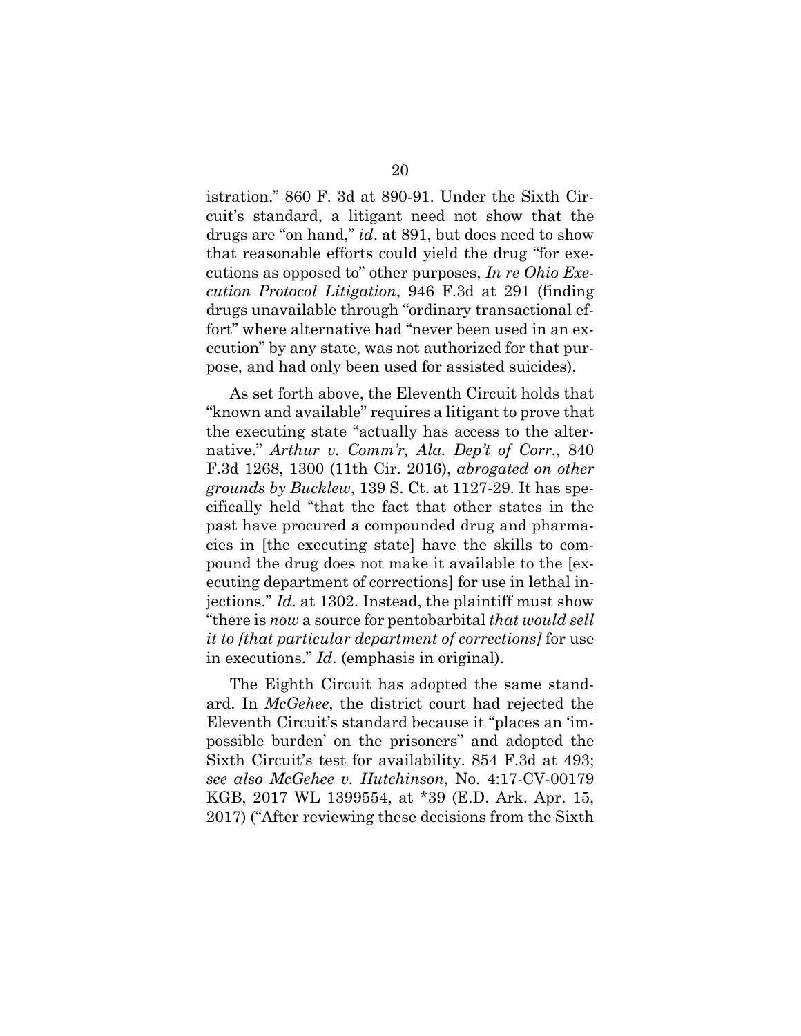istration." 860 F. 3d at 890-91. Under the Sixth Circuit's standard, a litigant need not show that the drugs are "on hand," *id*. at 891, but does need to show that reasonable efforts could yield the drug "for executions as opposed to" other purposes, *In re Ohio Execution Protocol Litigation*, 946 F.3d at 291 (finding drugs unavailable through "ordinary transactional effort" where alternative had "never been used in an execution" by any state, was not authorized for that purpose, and had only been used for assisted suicides).

As set forth above, the Eleventh Circuit holds that "known and available" requires a litigant to prove that the executing state "actually has access to the alternative." *Arthur v. Comm'r, Ala. Dep't of Corr.*, 840 F.3d 1268, 1300 (11th Cir. 2016), *abrogated on other grounds by Bucklew*, 139 S. Ct. at 1127-29. It has specifically held "that the fact that other states in the past have procured a compounded drug and pharmacies in [the executing state] have the skills to compound the drug does not make it available to the [executing department of corrections] for use in lethal injections." *Id*. at 1302. Instead, the plaintiff must show "there is *now* a source for pentobarbital *that would sell it to [that particular department of corrections]* for use in executions." *Id*. (emphasis in original).

The Eighth Circuit has adopted the same standard. In *McGehee*, the district court had rejected the Eleventh Circuit's standard because it "places an 'impossible burden' on the prisoners" and adopted the Sixth Circuit's test for availability. 854 F.3d at 493; *see also McGehee v. Hutchinson*, No. 4:17-CV-00179 KGB, 2017 WL 1399554, at *39 (E.D. Ark. Apr. 15, 2017) ("After reviewing these decisions from the Sixth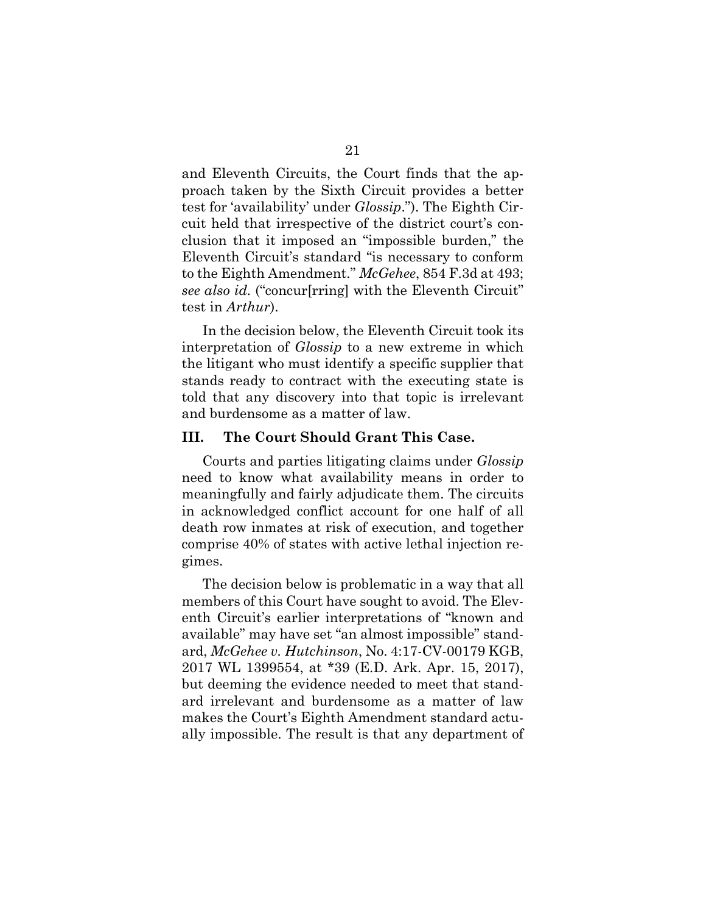and Eleventh Circuits, the Court finds that the approach taken by the Sixth Circuit provides a better test for 'availability' under *Glossip*."). The Eighth Circuit held that irrespective of the district court's conclusion that it imposed an "impossible burden," the Eleventh Circuit's standard "is necessary to conform to the Eighth Amendment." *McGehee*, 854 F.3d at 493; *see also id.* ("concur[rring] with the Eleventh Circuit" test in *Arthur*).

In the decision below, the Eleventh Circuit took its interpretation of *Glossip* to a new extreme in which the litigant who must identify a specific supplier that stands ready to contract with the executing state is told that any discovery into that topic is irrelevant and burdensome as a matter of law.

### III. The Court Should Grant This Case.

Courts and parties litigating claims under *Glossip* need to know what availability means in order to meaningfully and fairly adjudicate them. The circuits in acknowledged conflict account for one half of all death row inmates at risk of execution, and together comprise 40% of states with active lethal injection regimes.

The decision below is problematic in a way that all members of this Court have sought to avoid. The Eleventh Circuit's earlier interpretations of "known and available" may have set "an almost impossible" standard, *McGehee v. Hutchinson*, No. 4:17-CV-00179 KGB, 2017 WL 1399554, at *39 (E.D. Ark. Apr. 15, 2017), but deeming the evidence needed to meet that standard irrelevant and burdensome as a matter of law makes the Court's Eighth Amendment standard actually impossible. The result is that any department of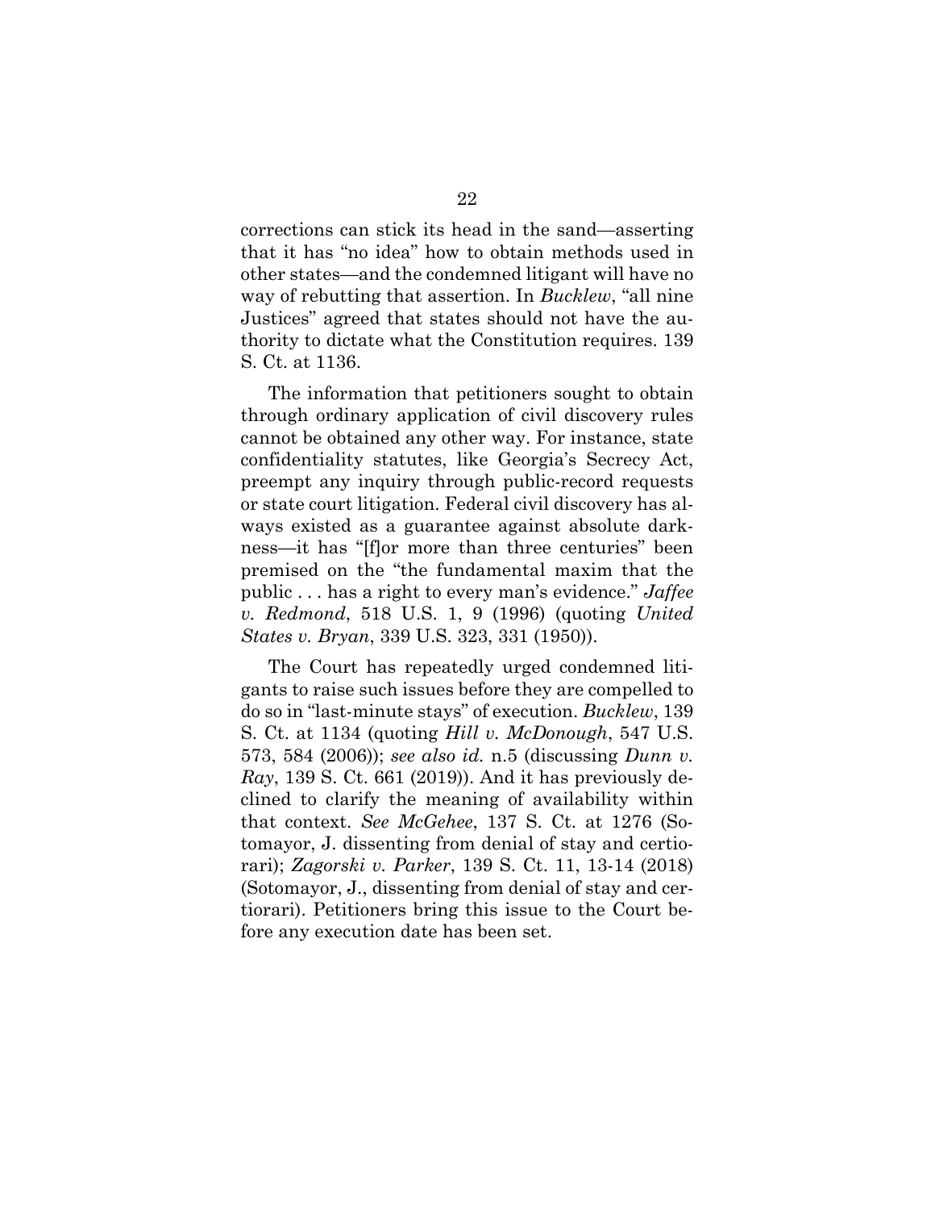corrections can stick its head in the sand—asserting that it has "no idea" how to obtain methods used in other states—and the condemned litigant will have no way of rebutting that assertion. In *Bucklew*, "all nine Justices" agreed that states should not have the authority to dictate what the Constitution requires. 139 S. Ct. at 1136.

The information that petitioners sought to obtain through ordinary application of civil discovery rules cannot be obtained any other way. For instance, state confidentiality statutes, like Georgia's Secrecy Act, preempt any inquiry through public-record requests or state court litigation. Federal civil discovery has always existed as a guarantee against absolute darkness—it has "[f]or more than three centuries" been premised on the "the fundamental maxim that the public . . . has a right to every man's evidence." *Jaffee v. Redmond*, 518 U.S. 1, 9 (1996) (quoting *United States v. Bryan*, 339 U.S. 323, 331 (1950)).

The Court has repeatedly urged condemned litigants to raise such issues before they are compelled to do so in "last-minute stays" of execution. *Bucklew*, 139 S. Ct. at 1134 (quoting *Hill v. McDonough*, 547 U.S. 573, 584 (2006)); *see also id.* n.5 (discussing *Dunn v. Ray*, 139 S. Ct. 661 (2019)). And it has previously declined to clarify the meaning of availability within that context. *See McGehee*, 137 S. Ct. at 1276 (Sotomayor, J. dissenting from denial of stay and certiorari); *Zagorski v. Parker*, 139 S. Ct. 11, 13-14 (2018) (Sotomayor, J., dissenting from denial of stay and certiorari). Petitioners bring this issue to the Court before any execution date has been set.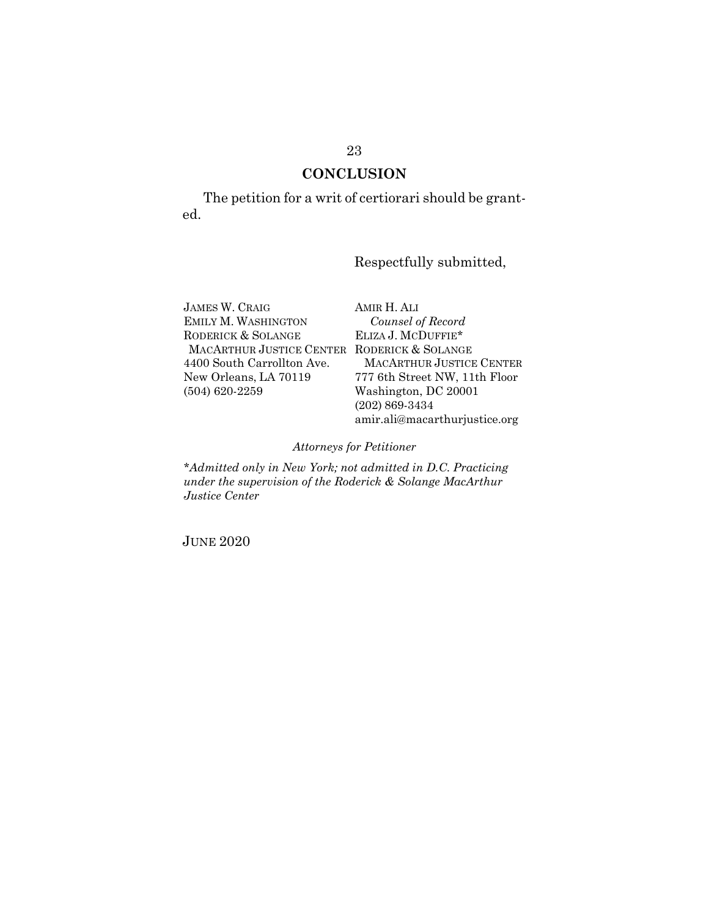## CONCLUSION

The petition for a writ of certiorari should be granted.

Respectfully submitted,

JAMES W. CRAIG
EMILY M. WASHINGTON
RODERICK & SOLANGE
MACARTHUR JUSTICE CENTER
4400 South Carrollton Ave.
New Orleans, LA 70119
(504) 620-2259

AMIR H. ALI
*Counsel of Record*
ELIZA J. MCDUFFIE*
RODERICK & SOLANGE
MACARTHUR JUSTICE CENTER
777 6th Street NW, 11th Floor
Washington, DC 20001
(202) 869-3434
amir.ali@macarthurjustice.org

*Attorneys for Petitioner*

*\*Admitted only in New York; not admitted in D.C. Practicing under the supervision of the Roderick & Solange MacArthur Justice Center*

JUNE 2020